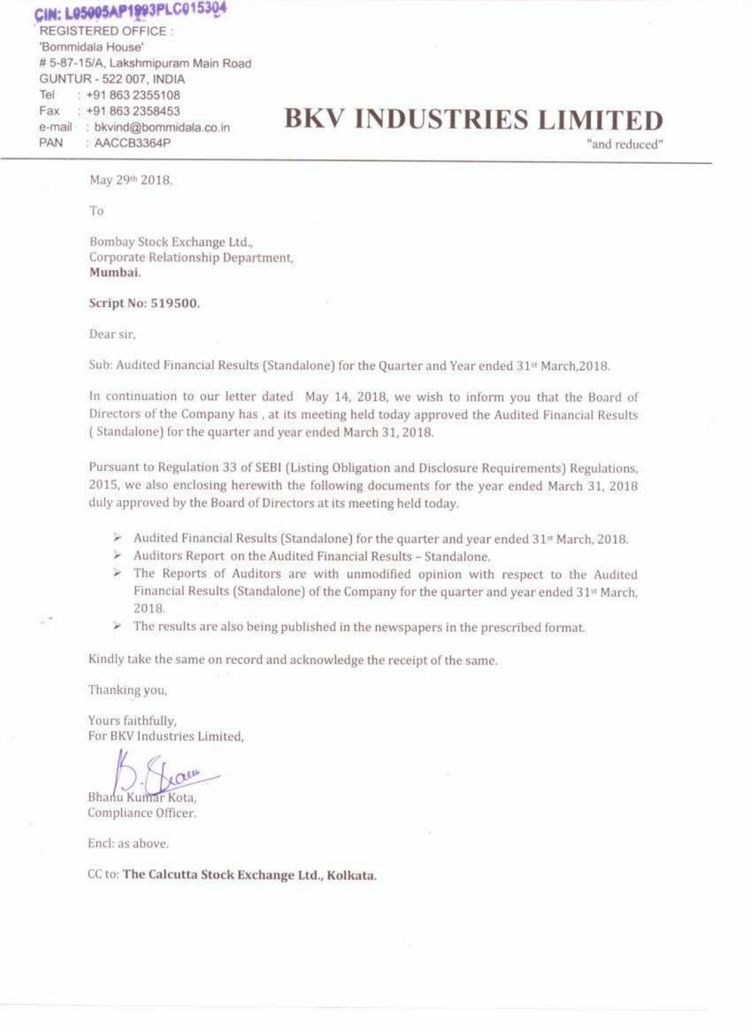CIN: L05005AP1993PLC015304

REGISTERED OFFICE :
'Bommidala House'
# 5-87-15/A, Lakshmipuram Main Road
GUNTUR - 522 007, INDIA
Tel : +91 863 2355108
Fax : +91 863 2358453
e-mail : bkvind@bommidala.co.in
PAN : AACCB3364P

# BKV INDUSTRIES LIMITED

"and reduced"

May 29th 2018.

To

Bombay Stock Exchange Ltd.,
Corporate Relationship Department,
**Mumbai.**

**Script No: 519500.**

Dear sir,

Sub: Audited Financial Results (Standalone) for the Quarter and Year ended 31st March,2018.

In continuation to our letter dated May 14, 2018, we wish to inform you that the Board of Directors of the Company has , at its meeting held today approved the Audited Financial Results ( Standalone) for the quarter and year ended March 31, 2018.

Pursuant to Regulation 33 of SEBI (Listing Obligation and Disclosure Requirements) Regulations, 2015, we also enclosing herewith the following documents for the year ended March 31, 2018 duly approved by the Board of Directors at its meeting held today.

- Audited Financial Results (Standalone) for the quarter and year ended 31st March, 2018.
- Auditors Report on the Audited Financial Results – Standalone.
- The Reports of Auditors are with unmodified opinion with respect to the Audited Financial Results (Standalone) of the Company for the quarter and year ended 31st March, 2018.
- The results are also being published in the newspapers in the prescribed format.

Kindly take the same on record and acknowledge the receipt of the same.

Thanking you,

Yours faithfully,
For BKV Industries Limited,

Bhanu Kumar Kota,
Compliance Officer.

Encl: as above.

CC to: **The Calcutta Stock Exchange Ltd., Kolkata.**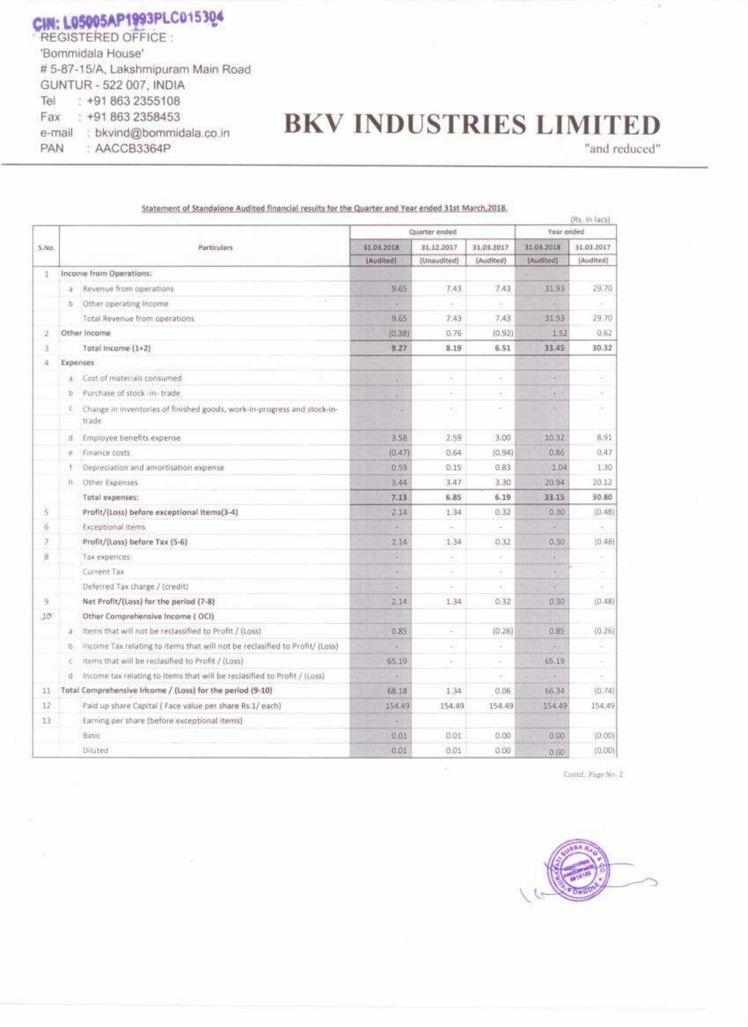CIN: L05005AP1993PLC015304
REGISTERED OFFICE :
'Bommidala House'
# 5-87-15/A, Lakshmipuram Main Road
GUNTUR - 522 007, INDIA
Tel : +91 863 2355108
Fax : +91 863 2358453
e-mail : bkvind@bommidala.co.in
PAN : AACCB3364P

# BKV INDUSTRIES LIMITED

"and reduced"

Statement of Standalone Audited financial results for the Quarter and Year ended 31st March,2018.

(Rs. in lacs)

| S.No. | | Particulars | Quarter ended | | | Year ended | |
|---|---|---|---|---|---|---|---|
| | | | 31.03.2018 (Audited) | 31.12.2017 (Unaudited) | 31.03.2017 (Audited) | 31.03.2018 (Audited) | 31.03.2017 (Audited) |
| 1 | | Income from Operations: | | | | | |
| | a | Revenue from operations | 9.65 | 7.43 | 7.43 | 31.93 | 29.70 |
| | b | Other operating income | - | - | - | - | - |
| | | Total Revenue from operations | 9.65 | 7.43 | 7.43 | 31.93 | 29.70 |
| 2 | | Other Income | (0.38) | 0.76 | (0.92) | 1.52 | 0.62 |
| 3 | | **Total Income (1+2)** | **9.27** | **8.19** | **6.51** | **33.45** | **30.32** |
| 4 | | Expenses | | | | | |
| | a | Cost of materials consumed | - | - | - | - | - |
| | b | Purchase of stock -in- trade | - | - | - | - | - |
| | c | Change in inventories of finished goods, work-in-progress and stock-in-trade | - | - | - | - | - |
| | d | Employee benefits expense | 3.58 | 2.59 | 3.00 | 10.32 | 8.91 |
| | e | Finance costs | (0.47) | 0.64 | (0.94) | 0.86 | 0.47 |
| | f | Depreciation and amortisation expense | 0.59 | 0.15 | 0.83 | 1.04 | 1.30 |
| | h | Other Expenses | 3.44 | 3.47 | 3.30 | 20.94 | 20.12 |
| | | **Total expenses:** | **7.13** | **6.85** | **6.19** | **33.15** | **30.80** |
| 5 | | **Profit/(Loss) before exceptional Items(3-4)** | 2.14 | 1.34 | 0.32 | 0.30 | (0.48) |
| 6 | | Exceptional Items | - | - | - | - | - |
| 7 | | **Profit/(Loss) before Tax (5-6)** | 2.14 | 1.34 | 0.32 | 0.30 | (0.48) |
| 8 | | Tax expences: | - | - | - | - | - |
| | | Current Tax | - | - | - | - | - |
| | | Deferred Tax charge / (credit) | - | - | - | - | - |
| 9 | | **Net Profit/(Loss) for the period (7-8)** | 2.14 | 1.34 | 0.32 | 0.30 | (0.48) |
| 10 | | **Other Comprehensive Income ( OCI)** | | | | | |
| | a | Items that will not be reclassified to Profit / (Loss) | 0.85 | - | (0.26) | 0.85 | (0.26) |
| | b | Income Tax relating to items that will not be reclassified to Profit/ (Loss) | - | - | - | - | - |
| | c | Items that will be reclassified to Profit / (Loss) | 65.19 | - | - | 65.19 | - |
| | d | Income tax relating to items that will be reclasified to Profit / (Loss) | - | - | - | - | - |
| 11 | | **Total Comprehensive Income / (Loss) for the period (9-10)** | 68.18 | 1.34 | 0.06 | 66.34 | (0.74) |
| 12 | | Paid up share Capital ( Face value per share Rs.1/ each) | 154.49 | 154.49 | 154.49 | 154.49 | 154.49 |
| 13 | | Earning per share (before exceptional items) | - | | | | |
| | | Basic | 0.01 | 0.01 | 0.00 | 0.00 | (0.00) |
| | | Diluted | 0.01 | 0.01 | 0.00 | 0.00 | (0.00) |

Contd.. Page No: 2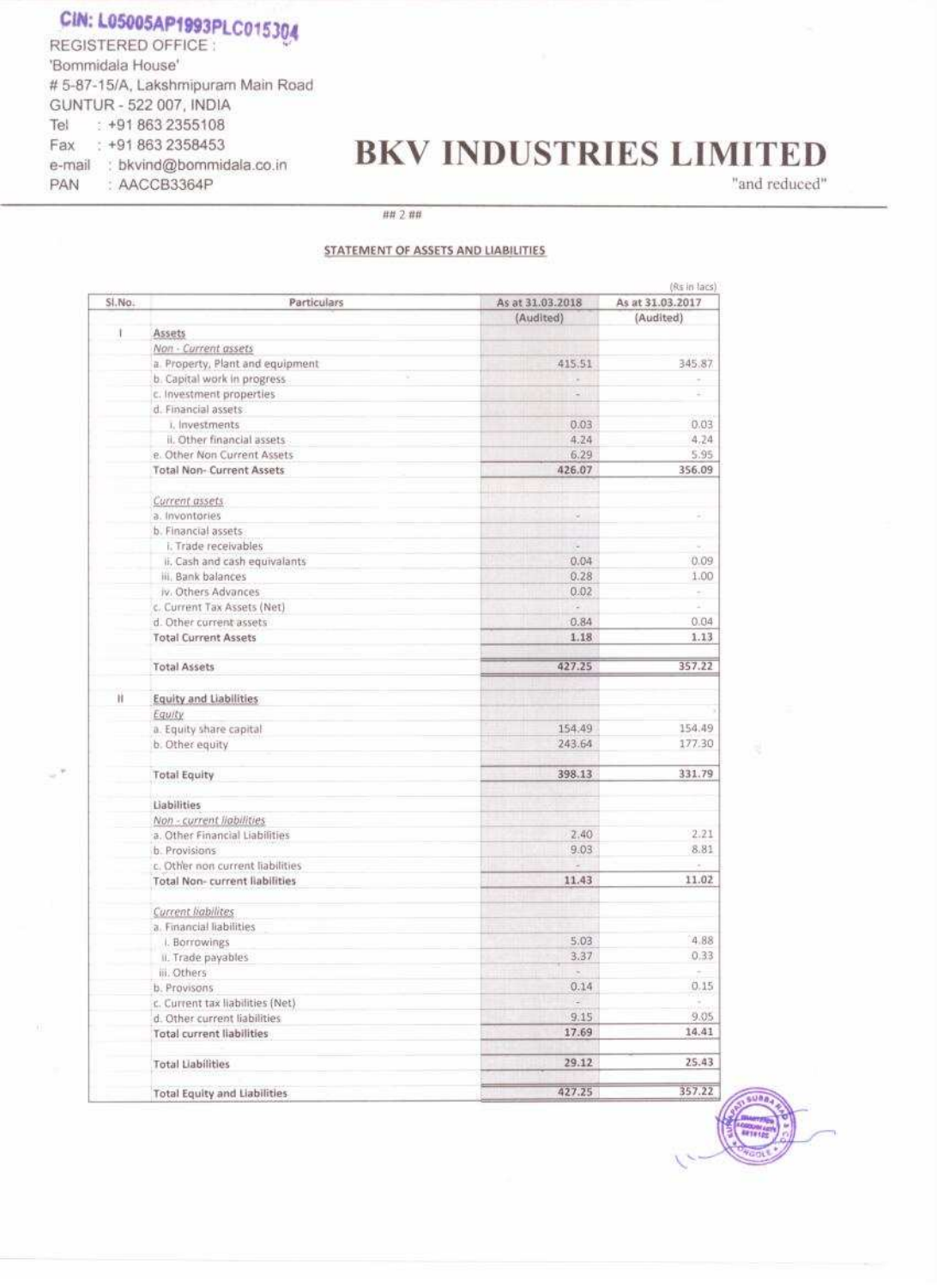CIN: L05005AP1993PLC015304

REGISTERED OFFICE :
'Bommidala House'
# 5-87-15/A, Lakshmipuram Main Road
GUNTUR - 522 007, INDIA
Tel : +91 863 2355108
Fax : +91 863 2358453
e-mail : bkvind@bommidala.co.in
PAN : AACCB3364P

# BKV INDUSTRIES LIMITED

"and reduced"

## 2 ##

## STATEMENT OF ASSETS AND LIABILITIES

(Rs in lacs)

| Sl.No. | Particulars | As at 31.03.2018 (Audited) | As at 31.03.2017 (Audited) |
|---|---|---|---|
| I | **Assets** | | |
| | *Non - Current assets* | | |
| | a. Property, Plant and equipment | 415.51 | 345.87 |
| | b. Capital work in progress | - | - |
| | c. Investment properties | - | - |
| | d. Financial assets | | |
| | i. Investments | 0.03 | 0.03 |
| | ii. Other financial assets | 4.24 | 4.24 |
| | e. Other Non Current Assets | 6.29 | 5.95 |
| | **Total Non- Current Assets** | 426.07 | 356.09 |
| | *Current assets* | | |
| | a. Inventories | - | - |
| | b. Financial assets | | |
| | i. Trade receivables | - | - |
| | ii. Cash and cash equivalants | 0.04 | 0.09 |
| | iii. Bank balances | 0.28 | 1.00 |
| | iv. Others Advances | 0.02 | - |
| | c. Current Tax Assets (Net) | - | - |
| | d. Other current assets | 0.84 | 0.04 |
| | **Total Current Assets** | 1.18 | 1.13 |
| | **Total Assets** | 427.25 | 357.22 |
| II | **Equity and Liabilities** | | |
| | *Equity* | | |
| | a. Equity share capital | 154.49 | 154.49 |
| | b. Other equity | 243.64 | 177.30 |
| | **Total Equity** | 398.13 | 331.79 |
| | **Liabilities** | | |
| | *Non - current liabilities* | | |
| | a. Other Financial Liabilities | 2.40 | 2.21 |
| | b. Provisions | 9.03 | 8.81 |
| | c. Other non current liabilities | - | - |
| | **Total Non- current liabilities** | 11.43 | 11.02 |
| | *Current liabilites* | | |
| | a. Financial liabilities | | |
| | i. Borrowings | 5.03 | 4.88 |
| | ii. Trade payables | 3.37 | 0.33 |
| | iii. Others | - | - |
| | b. Provisons | 0.14 | 0.15 |
| | c. Current tax liabilities (Net) | - | - |
| | d. Other current liabilities | 9.15 | 9.05 |
| | **Total current liabilities** | 17.69 | 14.41 |
| | **Total Liabilities** | 29.12 | 25.43 |
| | **Total Equity and Liabilities** | 427.25 | 357.22 |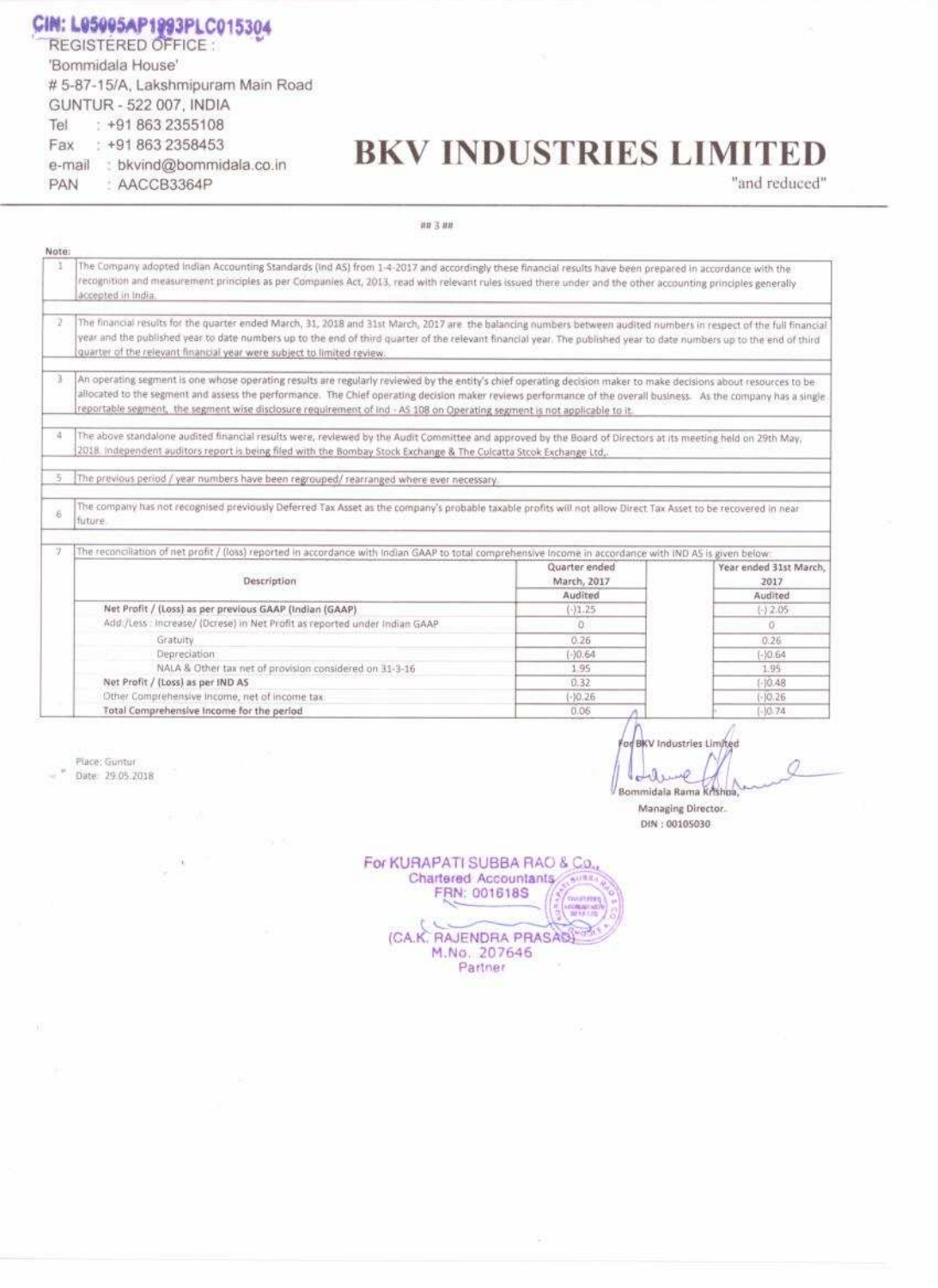CIN: L05005AP1993PLC015304

REGISTERED OFFICE :
'Bommidala House'
# 5-87-15/A, Lakshmipuram Main Road
GUNTUR - 522 007, INDIA
Tel : +91 863 2355108
Fax : +91 863 2358453
e-mail : bkvind@bommidala.co.in
PAN : AACCB3364P

# BKV INDUSTRIES LIMITED

"and reduced"

## 3 ##

Note:

1. The Company adopted Indian Accounting Standards (Ind AS) from 1-4-2017 and accordingly these financial results have been prepared in accordance with the recognition and measurement principles as per Companies Act, 2013, read with relevant rules issued there under and the other accounting principles generally accepted in India.

2. The financial results for the quarter ended March, 31, 2018 and 31st March, 2017 are the balancing numbers between audited numbers in respect of the full financial year and the published year to date numbers up to the end of third quarter of the relevant financial year. The published year to date numbers up to the end of third quarter of the relevant financial year were subject to limited review.

3. An operating segment is one whose operating results are regularly reviewed by the entity's chief operating decision maker to make decisions about resources to be allocated to the segment and assess the performance. The Chief operating decision maker reviews performance of the overall business. As the company has a single reportable segment, the segment wise disclosure requirement of Ind - AS 108 on Operating segment is not applicable to it.

4. The above standalone audited financial results were, reviewed by the Audit Committee and approved by the Board of Directors at its meeting held on 29th May, 2018. Independent auditors report is being filed with the Bombay Stock Exchange & The Culcatta Stcok Exchange Ltd,.

5. The previous period / year numbers have been regrouped/ rearranged where ever necessary.

6. The company has not recognised previously Deferred Tax Asset as the company's probable taxable profits will not allow Direct Tax Asset to be recovered in near future.

7. The reconciliation of net profit / (loss) reported in accordance with Indian GAAP to total comprehensive income in accordance with IND AS is given below:

| Description | Quarter ended March, 2017 | Year ended 31st March, 2017 |
|---|---|---|
| | Audited | Audited |
| **Net Profit / (Loss) as per previous GAAP (Indian (GAAP)** | (-)1.25 | (-) 2.05 |
| Add:/Less : Increase/ (Dcrese) in Net Profit as reported under Indian GAAP | 0 | 0 |
| Gratuity | 0.26 | 0.26 |
| Depreciation | (-)0.64 | (-)0.64 |
| NALA & Other tax net of provision considered on 31-3-16 | 1.95 | 1.95 |
| **Net Profit / (Loss) as per IND AS** | 0.32 | (-)0.48 |
| Other Comprehensive Income, net of income tax | (-)0.26 | (-)0.26 |
| **Total Comprehensive Income for the period** | 0.06 | (-)0.74 |

Place: Guntur
Date: 29.05.2018

For BKV Industries Limited

Bommidala Rama Krishna,
Managing Director.
DIN : 00105030

For KURAPATI SUBBA RAO & Co.,
Chartered Accountants
FRN: 001618S

(CA.K. RAJENDRA PRASAD)
M.No. 207646
Partner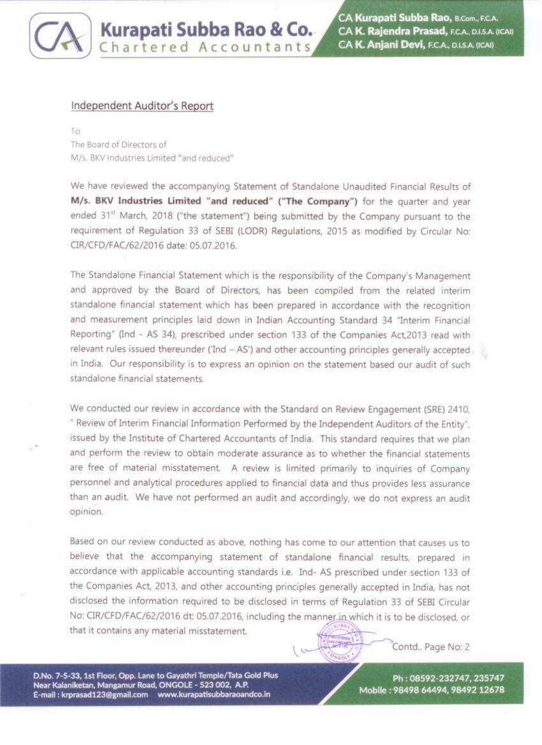## Independent Auditor's Report

To
The Board of Directors of
M/s. BKV Industries Limited "and reduced"

We have reviewed the accompanying Statement of Standalone Unaudited Financial Results of **M/s. BKV Industries Limited "and reduced" ("The Company")** for the quarter and year ended 31st March, 2018 ("the statement") being submitted by the Company pursuant to the requirement of Regulation 33 of SEBI (LODR) Regulations, 2015 as modified by Circular No: CIR/CFD/FAC/62/2016 date: 05.07.2016.

The Standalone Financial Statement which is the responsibility of the Company's Management and approved by the Board of Directors, has been compiled from the related interim standalone financial statement which has been prepared in accordance with the recognition and measurement principles laid down in Indian Accounting Standard 34 "Interim Financial Reporting" (Ind - AS 34), prescribed under section 133 of the Companies Act,2013 read with relevant rules issued thereunder ('Ind – AS') and other accounting principles generally accepted in India. Our responsibility is to express an opinion on the statement based our audit of such standalone financial statements.

We conducted our review in accordance with the Standard on Review Engagement (SRE) 2410, " Review of Interim Financial Information Performed by the Independent Auditors of the Entity", issued by the Institute of Chartered Accountants of India. This standard requires that we plan and perform the review to obtain moderate assurance as to whether the financial statements are free of material misstatement. A review is limited primarily to inquiries of Company personnel and analytical procedures applied to financial data and thus provides less assurance than an audit. We have not performed an audit and accordingly, we do not express an audit opinion.

Based on our review conducted as above, nothing has come to our attention that causes us to believe that the accompanying statement of standalone financial results, prepared in accordance with applicable accounting standards i.e. Ind- AS prescribed under section 133 of the Companies Act, 2013, and other accounting principles generally accepted in India, has not disclosed the information required to be disclosed in terms of Regulation 33 of SEBI Circular No: CIR/CFD/FAC/62/2016 dt: 05.07.2016, including the manner in which it is to be disclosed, or that it contains any material misstatement.

Contd.. Page No: 2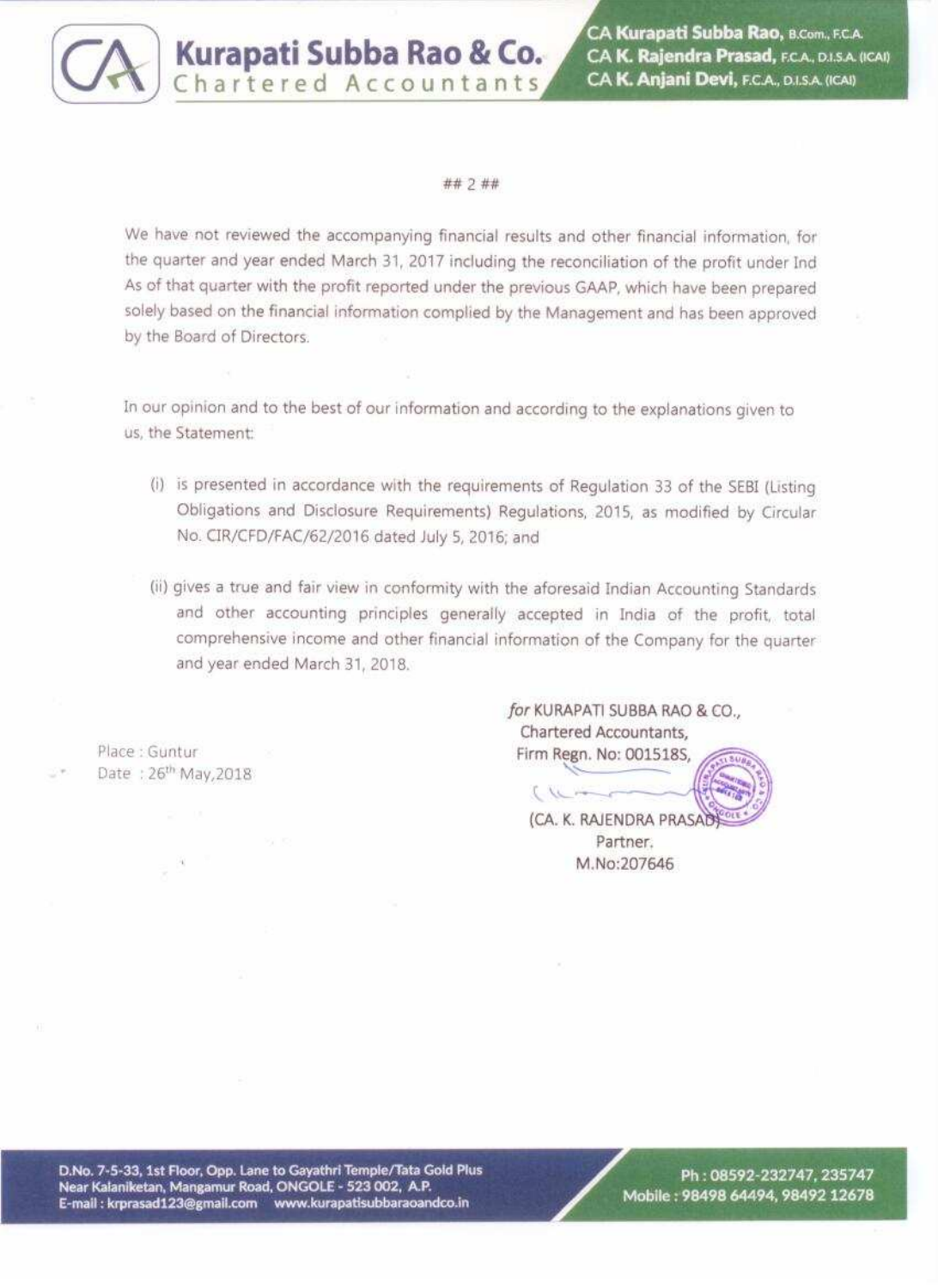## 2 ##

We have not reviewed the accompanying financial results and other financial information, for the quarter and year ended March 31, 2017 including the reconciliation of the profit under Ind As of that quarter with the profit reported under the previous GAAP, which have been prepared solely based on the financial information complied by the Management and has been approved by the Board of Directors.

In our opinion and to the best of our information and according to the explanations given to us, the Statement:

(i) is presented in accordance with the requirements of Regulation 33 of the SEBI (Listing Obligations and Disclosure Requirements) Regulations, 2015, as modified by Circular No. CIR/CFD/FAC/62/2016 dated July 5, 2016; and

(ii) gives a true and fair view in conformity with the aforesaid Indian Accounting Standards and other accounting principles generally accepted in India of the profit, total comprehensive income and other financial information of the Company for the quarter and year ended March 31, 2018.

Place : Guntur
Date : 26th May,2018

*for* KURAPATI SUBBA RAO & CO.,
Chartered Accountants,
Firm Regn. No: 001518S,

(CA. K. RAJENDRA PRASAD)
Partner.
M.No:207646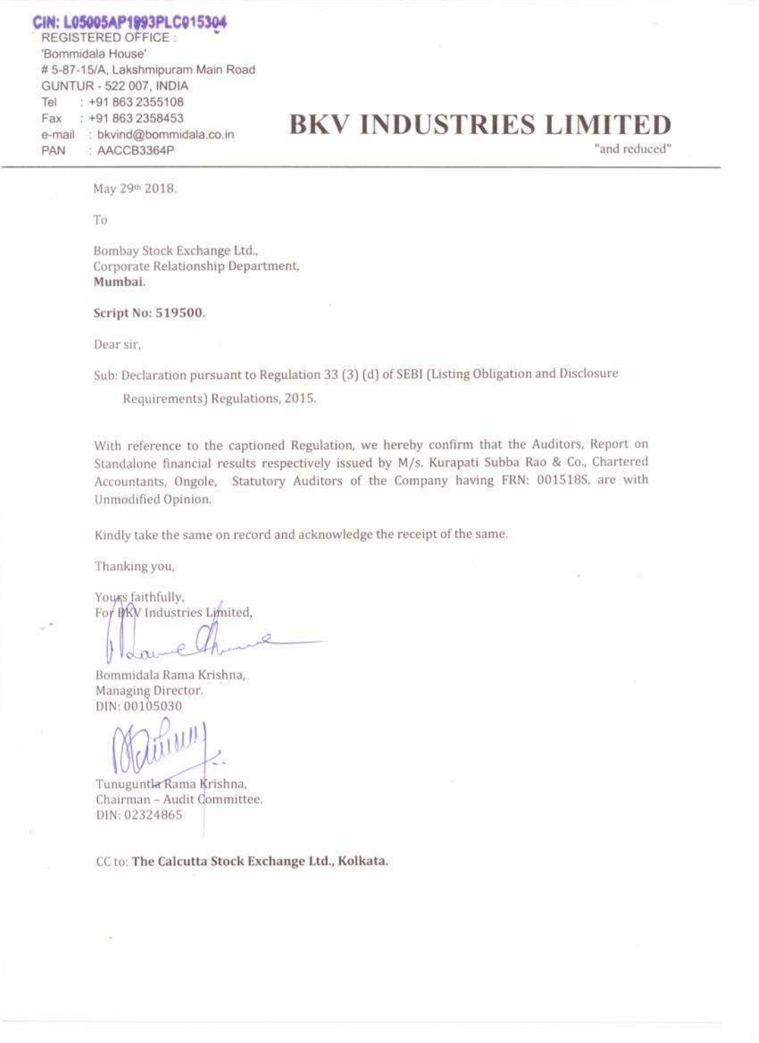CIN: L05005AP1993PLC015304

REGISTERED OFFICE :
'Bommidala House'
# 5-87-15/A, Lakshmipuram Main Road
GUNTUR - 522 007, INDIA
Tel : +91 863 2355108
Fax : +91 863 2358453
e-mail : bkvind@bommidala.co.in
PAN : AACCB3364P

# BKV INDUSTRIES LIMITED

"and reduced"

May 29th 2018.

To

Bombay Stock Exchange Ltd.,
Corporate Relationship Department,
**Mumbai.**

**Script No: 519500.**

Dear sir,

Sub: Declaration pursuant to Regulation 33 (3) (d) of SEBI (Listing Obligation and Disclosure Requirements) Regulations, 2015.

With reference to the captioned Regulation, we hereby confirm that the Auditors, Report on Standalone financial results respectively issued by M/s. Kurapati Subba Rao & Co., Chartered Accountants, Ongole, Statutory Auditors of the Company having FRN: 001518S, are with Unmodified Opinion.

Kindly take the same on record and acknowledge the receipt of the same.

Thanking you,

Yours faithfully,
For BKV Industries Limited,

Bommidala Rama Krishna,
Managing Director.
DIN: 00105030

Tunuguntla Rama Krishna,
Chairman – Audit Committee.
DIN: 02324865

CC to: **The Calcutta Stock Exchange Ltd., Kolkata.**